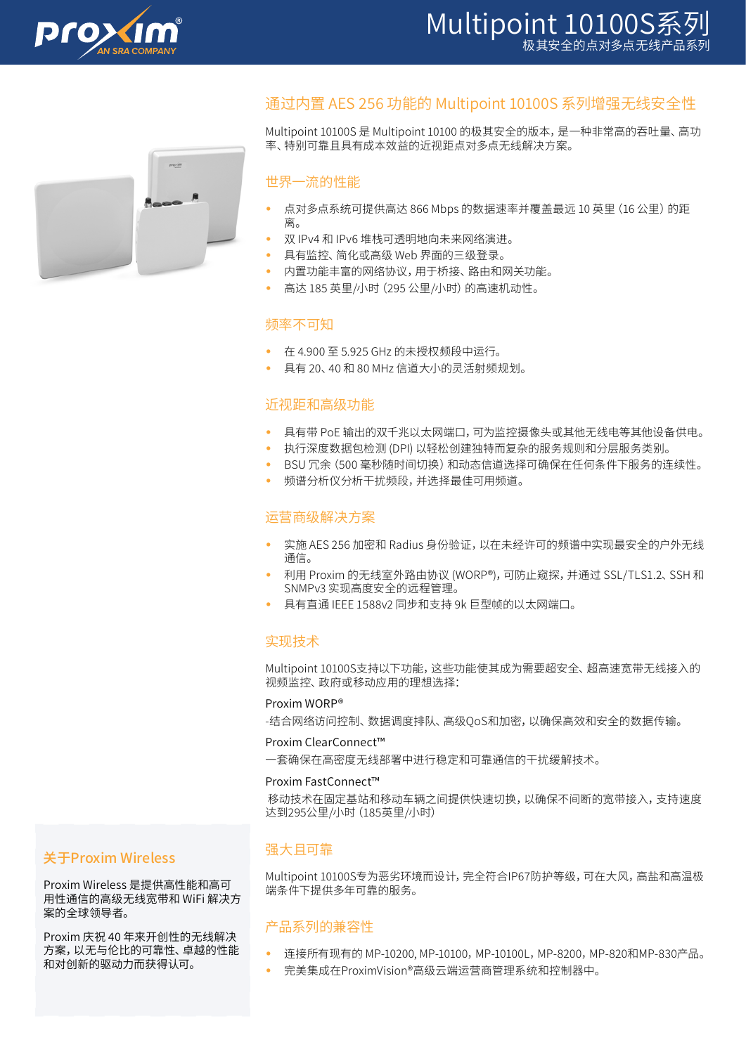# Multipoint 10100S系列

极其安全的点对多点无线产品系列

## 通过内置 AES 256 功能的 Multipoint 10100S 系列增强无线安全性

Multipoint 10100S 是 Multipoint 10100 的极其安全的版本，是一种非常高的吞吐量、高功率、特别可靠且具有成本效益的近视距点对多点无线解决方案。

### 世界一流的性能

- 点对多点系统可提供高达 866 Mbps 的数据速率并覆盖最远 10 英里（16 公里）的距离。
- 双 IPv4 和 IPv6 堆栈可透明地向未来网络演进。
- 具有监控、简化或高级 Web 界面的三级登录。
- 内置功能丰富的网络协议，用于桥接、路由和网关功能。
- 高达 185 英里/小时（295 公里/小时）的高速机动性。

### 频率不可知

- 在 4.900 至 5.925 GHz 的未授权频段中运行。
- 具有 20、40 和 80 MHz 信道大小的灵活射频规划。

### 近视距和高级功能

- 具有带 PoE 输出的双千兆以太网端口，可为监控摄像头或其他无线电等其他设备供电。
- 执行深度数据包检测 (DPI) 以轻松创建独特而复杂的服务规则和分层服务类别。
- BSU 冗余（500 毫秒随时间切换）和动态信道选择可确保在任何条件下服务的连续性。
- 频谱分析仪分析干扰频段，并选择最佳可用频道。

### 运营商级解决方案

- 实施 AES 256 加密和 Radius 身份验证，以在未经许可的频谱中实现最安全的户外无线通信。
- 利用 Proxim 的无线室外路由协议 (WORP®)，可防止窥探，并通过 SSL/TLS1.2、SSH 和 SNMPv3 实现高度安全的远程管理。
- 具有直通 IEEE 1588v2 同步和支持 9k 巨型帧的以太网端口。

### 实现技术

Multipoint 10100S支持以下功能，这些功能使其成为需要超安全、超高速宽带无线接入的视频监控、政府或移动应用的理想选择：

Proxim WORP®

-结合网络访问控制、数据调度排队、高级QoS和加密，以确保高效和安全的数据传输。

Proxim ClearConnect™

一套确保在高密度无线部署中进行稳定和可靠通信的干扰缓解技术。

Proxim FastConnect™

移动技术在固定基站和移动车辆之间提供快速切换，以确保不间断的宽带接入，支持速度达到295公里/小时（185英里/小时）

### 强大且可靠

Multipoint 10100S专为恶劣环境而设计，完全符合IP67防护等级，可在大风，高盐和高温极端条件下提供多年可靠的服务。

### 产品系列的兼容性

- 连接所有现有的 MP-10200, MP-10100，MP-10100L，MP-8200，MP-820和MP-830产品。
- 完美集成在ProximVision®高级云端运营商管理系统和控制器中。

### 关于Proxim Wireless

Proxim Wireless 是提供高性能和高可用性通信的高级无线宽带和 WiFi 解决方案的全球领导者。

Proxim 庆祝 40 年来开创性的无线解决方案，以无与伦比的可靠性、卓越的性能和对创新的驱动力而获得认可。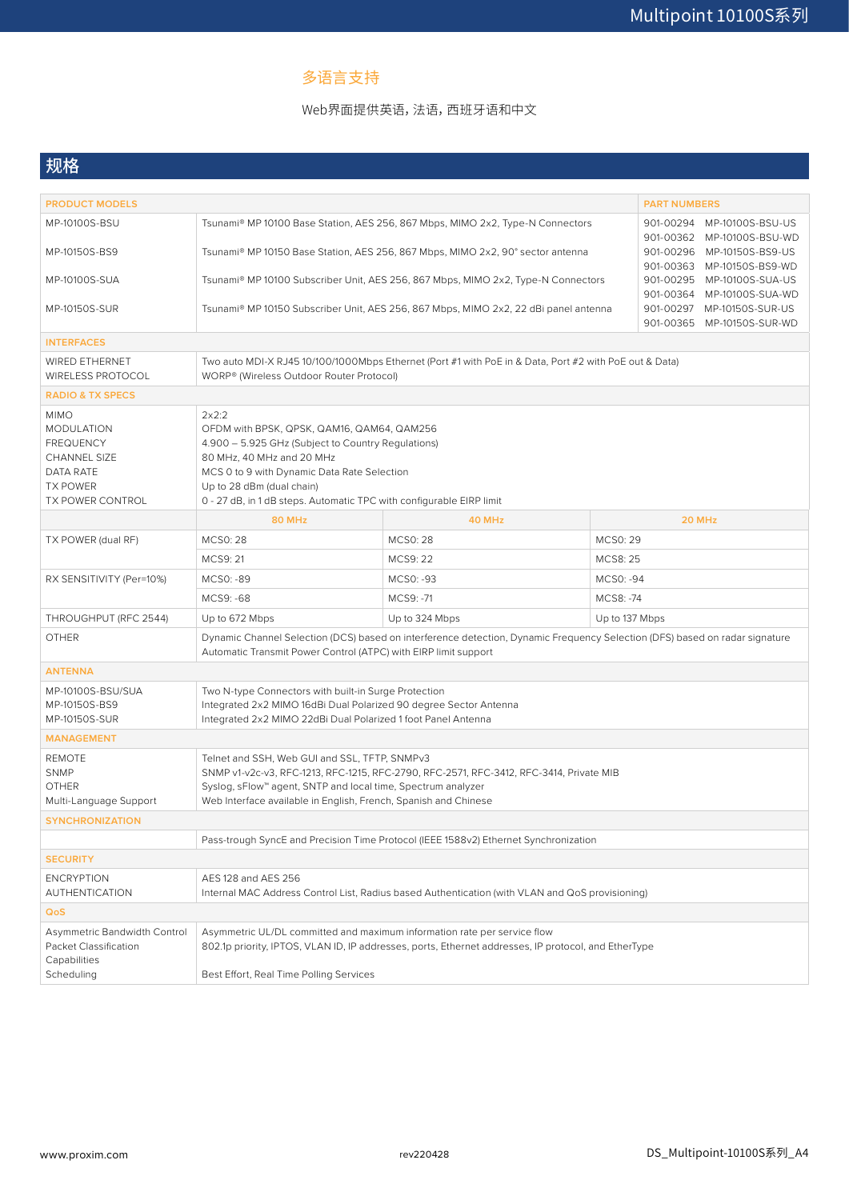### 多语言支持

Web界面提供英语，法语，西班牙语和中文

## 规格

| PRODUCT MODELS | | | | PART NUMBERS |
|---|---|---|---|---|
| MP-10100S-BSU | Tsunami® MP 10100 Base Station, AES 256, 867 Mbps, MIMO 2x2, Type-N Connectors | | | 901-00294 MP-10100S-BSU-US<br>901-00362 MP-10100S-BSU-WD |
| MP-10150S-BS9 | Tsunami® MP 10150 Base Station, AES 256, 867 Mbps, MIMO 2x2, 90° sector antenna | | | 901-00296 MP-10150S-BS9-US<br>901-00363 MP-10150S-BS9-WD |
| MP-10100S-SUA | Tsunami® MP 10100 Subscriber Unit, AES 256, 867 Mbps, MIMO 2x2, Type-N Connectors | | | 901-00295 MP-10100S-SUA-US<br>901-00364 MP-10100S-SUA-WD |
| MP-10150S-SUR | Tsunami® MP 10150 Subscriber Unit, AES 256, 867 Mbps, MIMO 2x2, 22 dBi panel antenna | | | 901-00297 MP-10150S-SUR-US<br>901-00365 MP-10150S-SUR-WD |
| **INTERFACES** | | | | |
| WIRED ETHERNET<br>WIRELESS PROTOCOL | Two auto MDI-X RJ45 10/100/1000Mbps Ethernet (Port #1 with PoE in & Data, Port #2 with PoE out & Data)<br>WORP® (Wireless Outdoor Router Protocol) | | | |
| **RADIO & TX SPECS** | | | | |
| MIMO<br>MODULATION<br>FREQUENCY<br>CHANNEL SIZE<br>DATA RATE<br>TX POWER<br>TX POWER CONTROL | 2x2:2<br>OFDM with BPSK, QPSK, QAM16, QAM64, QAM256<br>4.900 – 5.925 GHz (Subject to Country Regulations)<br>80 MHz, 40 MHz and 20 MHz<br>MCS 0 to 9 with Dynamic Data Rate Selection<br>Up to 28 dBm (dual chain)<br>0 - 27 dB, in 1 dB steps. Automatic TPC with configurable EIRP limit | | | |
| | 80 MHz | 40 MHz | 20 MHz | |
| TX POWER (dual RF) | MCS0: 28 | MCS0: 28 | MCS0: 29 | |
| | MCS9: 21 | MCS9: 22 | MCS8: 25 | |
| RX SENSITIVITY (Per=10%) | MCS0: -89 | MCS0: -93 | MCS0: -94 | |
| | MCS9: -68 | MCS9: -71 | MCS8: -74 | |
| THROUGHPUT (RFC 2544) | Up to 672 Mbps | Up to 324 Mbps | Up to 137 Mbps | |
| OTHER | Dynamic Channel Selection (DCS) based on interference detection, Dynamic Frequency Selection (DFS) based on radar signature<br>Automatic Transmit Power Control (ATPC) with EIRP limit support | | | |
| **ANTENNA** | | | | |
| MP-10100S-BSU/SUA<br>MP-10150S-BS9<br>MP-10150S-SUR | Two N-type Connectors with built-in Surge Protection<br>Integrated 2x2 MIMO 16dBi Dual Polarized 90 degree Sector Antenna<br>Integrated 2x2 MIMO 22dBi Dual Polarized 1 foot Panel Antenna | | | |
| **MANAGEMENT** | | | | |
| REMOTE<br>SNMP<br>OTHER<br>Multi-Language Support | Telnet and SSH, Web GUI and SSL, TFTP, SNMPv3<br>SNMP v1-v2c-v3, RFC-1213, RFC-1215, RFC-2790, RFC-2571, RFC-3412, RFC-3414, Private MIB<br>Syslog, sFlow™ agent, SNTP and local time, Spectrum analyzer<br>Web Interface available in English, French, Spanish and Chinese | | | |
| **SYNCHRONIZATION** | | | | |
| | Pass-trough SyncE and Precision Time Protocol (IEEE 1588v2) Ethernet Synchronization | | | |
| **SECURITY** | | | | |
| ENCRYPTION<br>AUTHENTICATION | AES 128 and AES 256<br>Internal MAC Address Control List, Radius based Authentication (with VLAN and QoS provisioning) | | | |
| **QoS** | | | | |
| Asymmetric Bandwidth Control<br>Packet Classification Capabilities<br>Scheduling | Asymmetric UL/DL committed and maximum information rate per service flow<br>802.1p priority, IPTOS, VLAN ID, IP addresses, ports, Ethernet addresses, IP protocol, and EtherType<br><br>Best Effort, Real Time Polling Services | | | |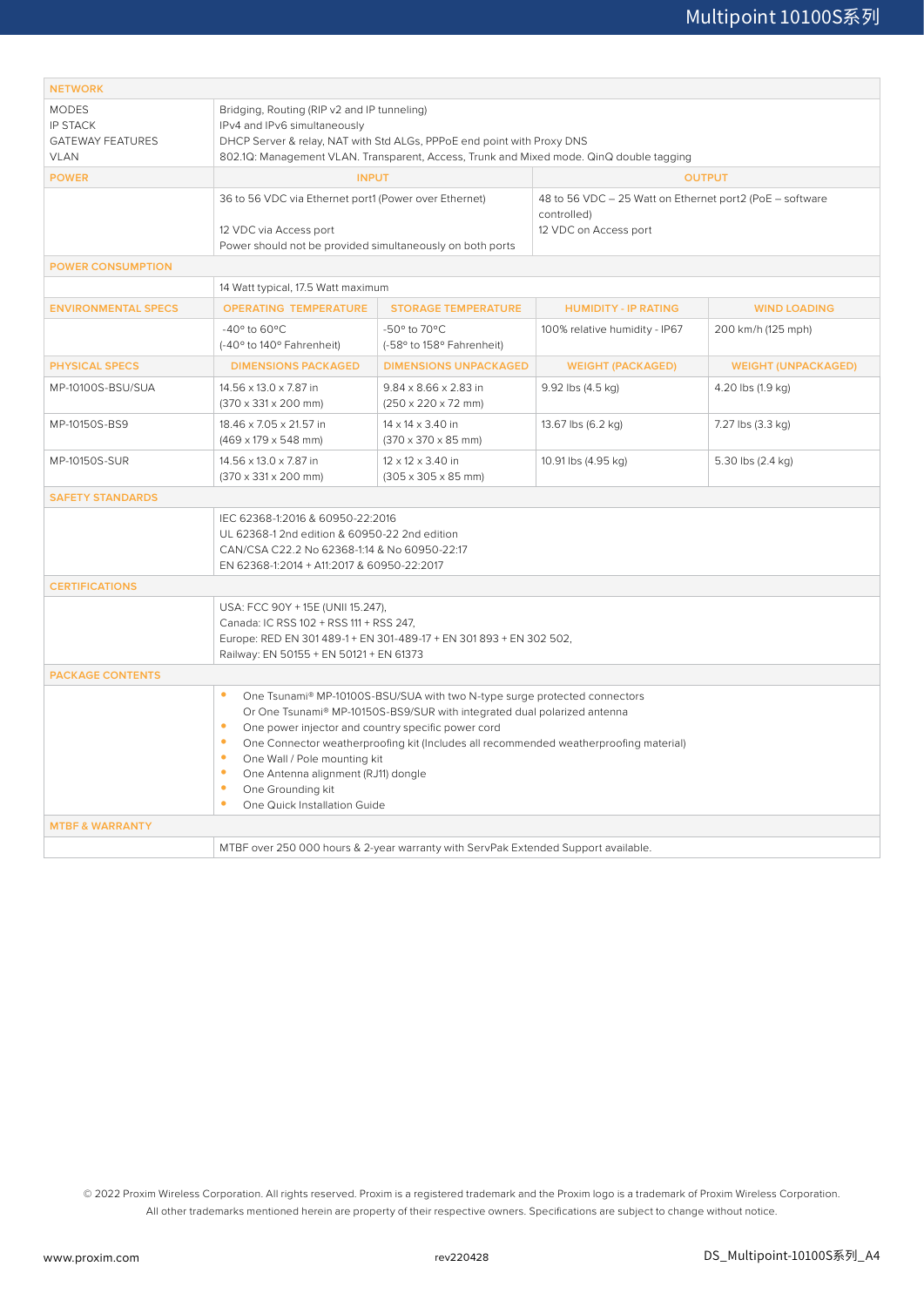| | | | | |
|---|---|---|---|---|
| **NETWORK** | | | | |
| MODES<br>IP STACK<br>GATEWAY FEATURES<br>VLAN | Bridging, Routing (RIP v2 and IP tunneling)<br>IPv4 and IPv6 simultaneously<br>DHCP Server & relay, NAT with Std ALGs, PPPoE end point with Proxy DNS<br>802.1Q: Management VLAN. Transparent, Access, Trunk and Mixed mode. QinQ double tagging | | | |
| **POWER** | **INPUT** | | **OUTPUT** | |
| | 36 to 56 VDC via Ethernet port1 (Power over Ethernet)<br><br>12 VDC via Access port<br>Power should not be provided simultaneously on both ports | | 48 to 56 VDC – 25 Watt on Ethernet port2 (PoE – software controlled)<br>12 VDC on Access port | |
| **POWER CONSUMPTION** | | | | |
| | 14 Watt typical, 17.5 Watt maximum | | | |
| **ENVIRONMENTAL SPECS** | **OPERATING TEMPERATURE** | **STORAGE TEMPERATURE** | **HUMIDITY - IP RATING** | **WIND LOADING** |
| | -40° to 60°C<br>(-40° to 140° Fahrenheit) | -50° to 70°C<br>(-58° to 158° Fahrenheit) | 100% relative humidity - IP67 | 200 km/h (125 mph) |
| **PHYSICAL SPECS** | **DIMENSIONS PACKAGED** | **DIMENSIONS UNPACKAGED** | **WEIGHT (PACKAGED)** | **WEIGHT (UNPACKAGED)** |
| MP-10100S-BSU/SUA | 14.56 x 13.0 x 7.87 in<br>(370 x 331 x 200 mm) | 9.84 x 8.66 x 2.83 in<br>(250 x 220 x 72 mm) | 9.92 lbs (4.5 kg) | 4.20 lbs (1.9 kg) |
| MP-10150S-BS9 | 18.46 x 7.05 x 21.57 in<br>(469 x 179 x 548 mm) | 14 x 14 x 3.40 in<br>(370 x 370 x 85 mm) | 13.67 lbs (6.2 kg) | 7.27 lbs (3.3 kg) |
| MP-10150S-SUR | 14.56 x 13.0 x 7.87 in<br>(370 x 331 x 200 mm) | 12 x 12 x 3.40 in<br>(305 x 305 x 85 mm) | 10.91 lbs (4.95 kg) | 5.30 lbs (2.4 kg) |
| **SAFETY STANDARDS** | | | | |
| | IEC 62368-1:2016 & 60950-22:2016<br>UL 62368-1 2nd edition & 60950-22 2nd edition<br>CAN/CSA C22.2 No 62368-1:14 & No 60950-22:17<br>EN 62368-1:2014 + A11:2017 & 60950-22:2017 | | | |
| **CERTIFICATIONS** | | | | |
| | USA: FCC 90Y + 15E (UNII 15.247),<br>Canada: IC RSS 102 + RSS 111 + RSS 247,<br>Europe: RED EN 301 489-1 + EN 301-489-17 + EN 301 893 + EN 302 502,<br>Railway: EN 50155 + EN 50121 + EN 61373 | | | |
| **PACKAGE CONTENTS** | | | | |
| | • One Tsunami® MP-10100S-BSU/SUA with two N-type surge protected connectors<br>Or One Tsunami® MP-10150S-BS9/SUR with integrated dual polarized antenna<br>• One power injector and country specific power cord<br>• One Connector weatherproofing kit (Includes all recommended weatherproofing material)<br>• One Wall / Pole mounting kit<br>• One Antenna alignment (RJ11) dongle<br>• One Grounding kit<br>• One Quick Installation Guide | | | |
| **MTBF & WARRANTY** | | | | |
| | MTBF over 250 000 hours & 2-year warranty with ServPak Extended Support available. | | | |

© 2022 Proxim Wireless Corporation. All rights reserved. Proxim is a registered trademark and the Proxim logo is a trademark of Proxim Wireless Corporation. All other trademarks mentioned herein are property of their respective owners. Specifications are subject to change without notice.

www.proxim.com

rev220428

DS_Multipoint-10100S系列_A4